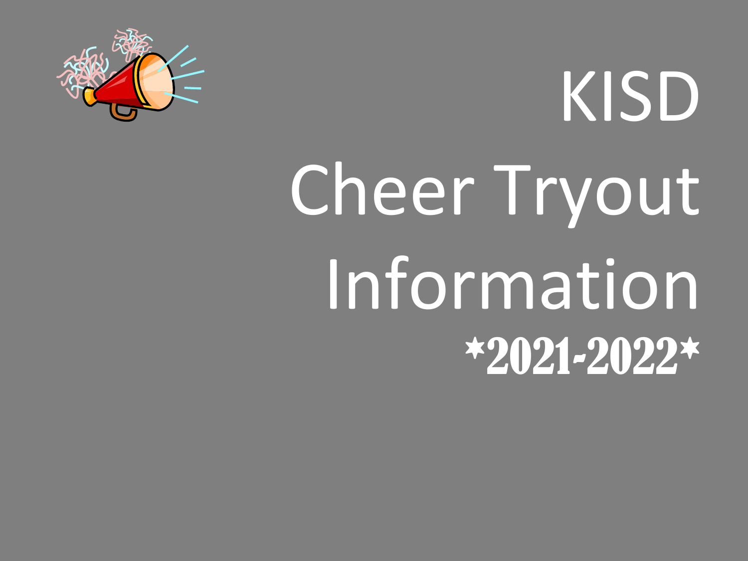# KISD Cheer Tryout Information

***2021-2022***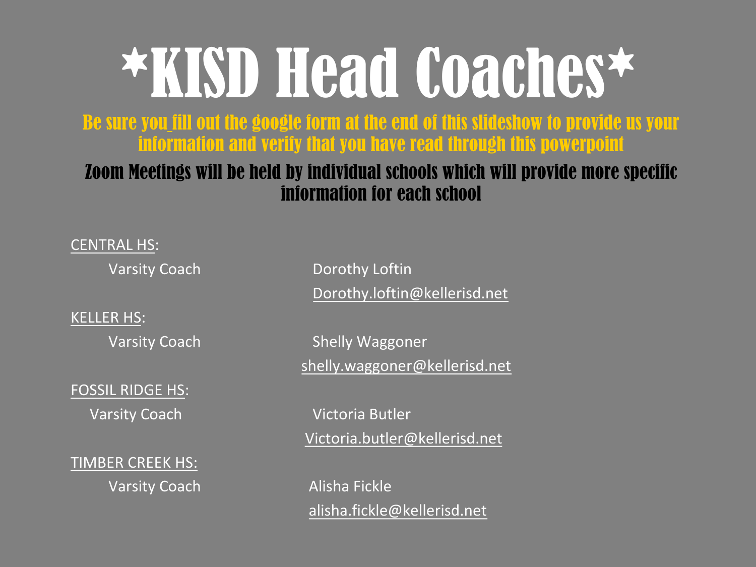# *KISD Head Coaches*

**Be sure you_fill out the google form at the end of this slideshow to provide us your information and verify that you have read through this powerpoint**

**Zoom Meetings will be held by individual schools which will provide more specific information for each school**

CENTRAL HS:

Varsity Coach — Dorothy Loftin
Dorothy.loftin@kellerisd.net

KELLER HS:

Varsity Coach — Shelly Waggoner
shelly.waggoner@kellerisd.net

FOSSIL RIDGE HS:

Varsity Coach — Victoria Butler
Victoria.butler@kellerisd.net

TIMBER CREEK HS:

Varsity Coach — Alisha Fickle
alisha.fickle@kellerisd.net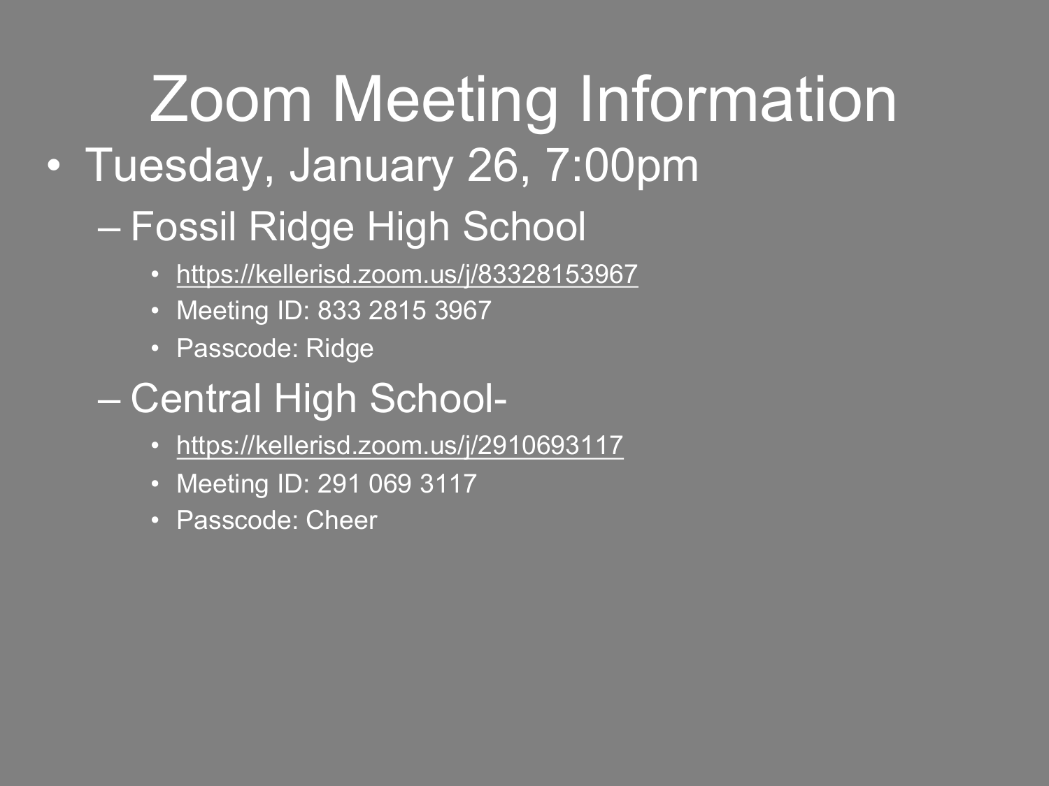# Zoom Meeting Information

- Tuesday, January 26, 7:00pm
  - Fossil Ridge High School
    - https://kellerisd.zoom.us/j/83328153967
    - Meeting ID: 833 2815 3967
    - Passcode: Ridge
  - Central High School-
    - https://kellerisd.zoom.us/j/2910693117
    - Meeting ID: 291 069 3117
    - Passcode: Cheer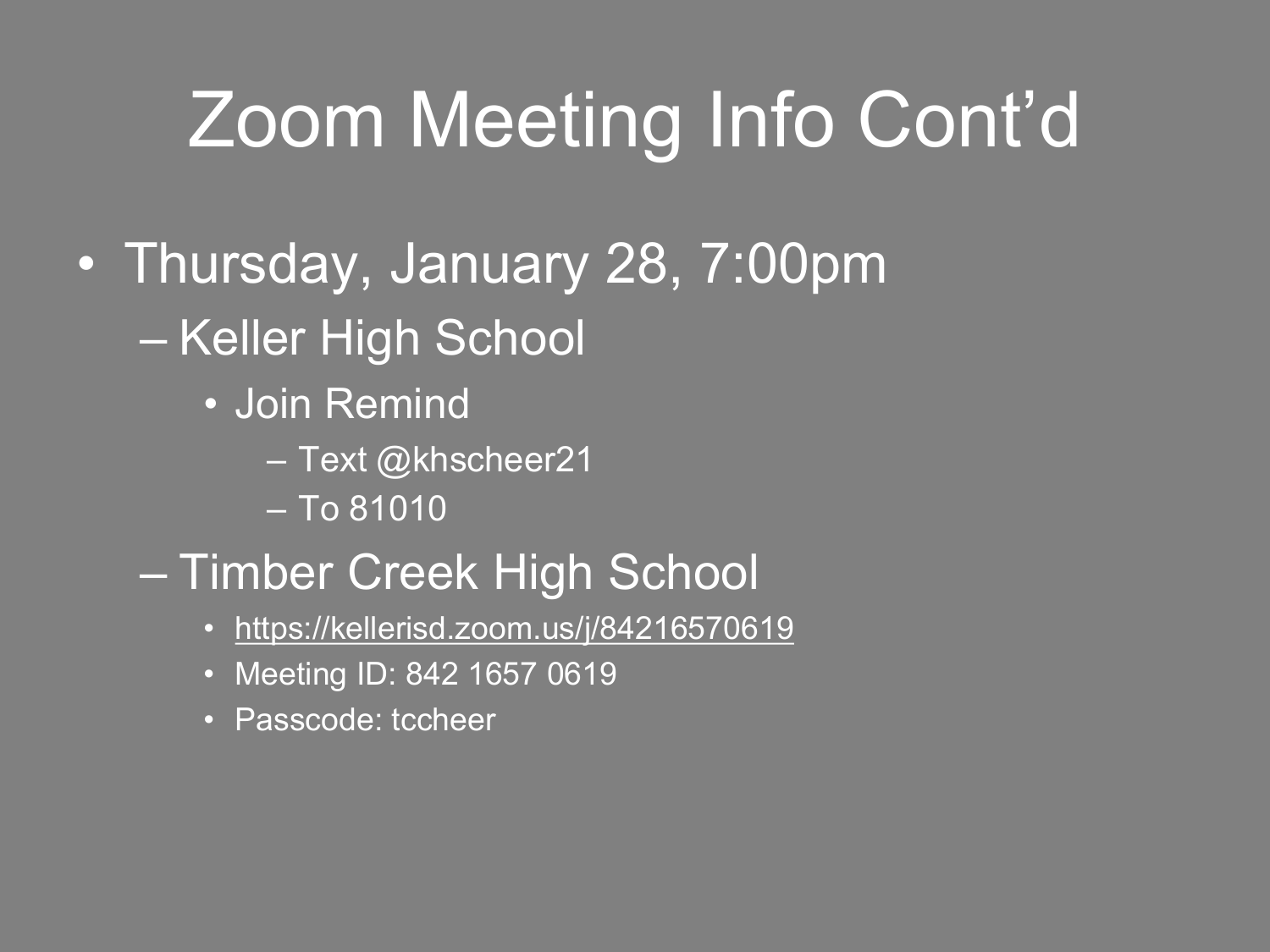# Zoom Meeting Info Cont'd

- Thursday, January 28, 7:00pm
  - Keller High School
    - Join Remind
      - Text @khscheer21
      - To 81010
  - Timber Creek High School
    - https://kellerisd.zoom.us/j/84216570619
    - Meeting ID: 842 1657 0619
    - Passcode: tccheer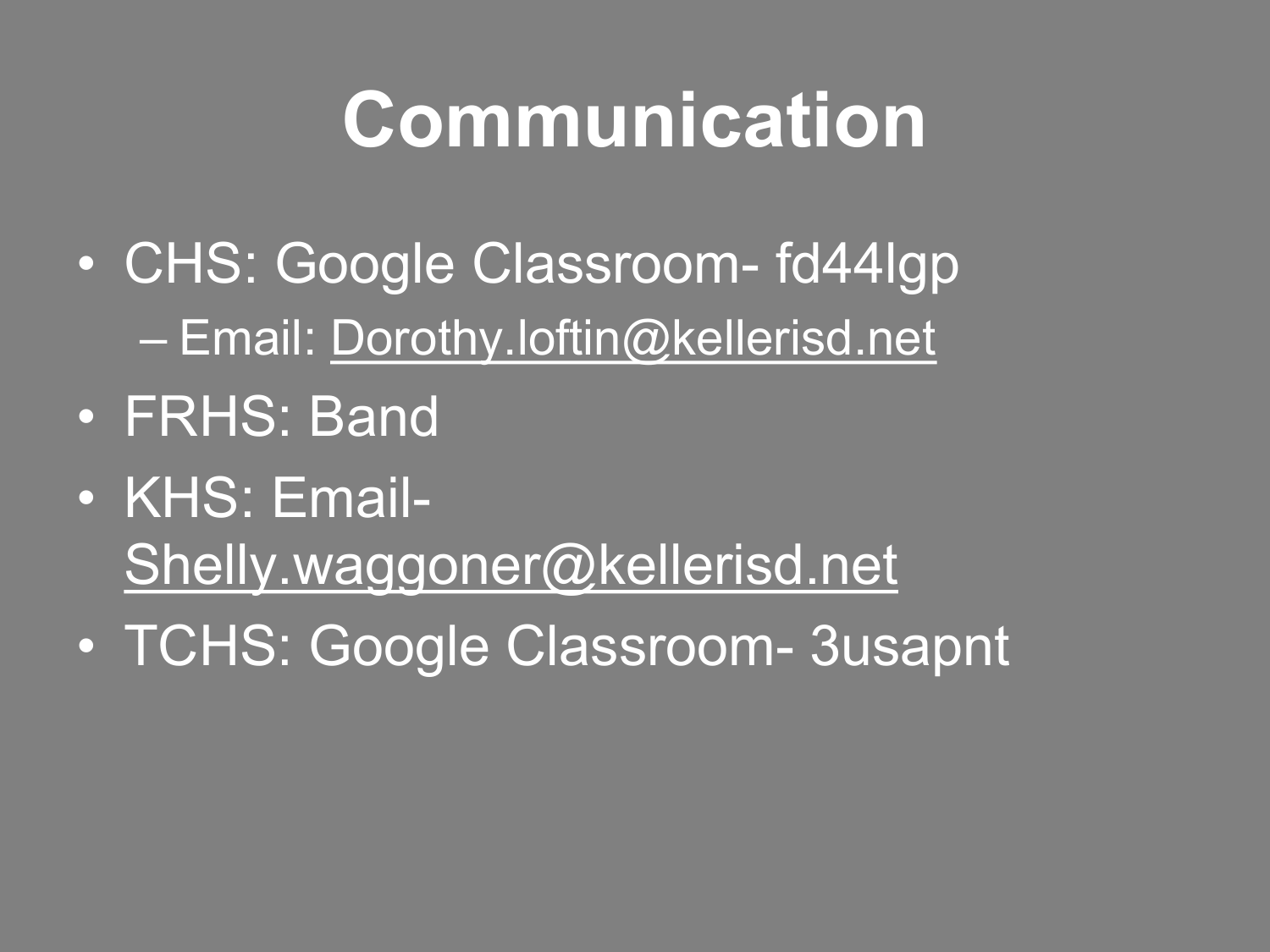# Communication

- CHS: Google Classroom- fd44lgp
  - Email: Dorothy.loftin@kellerisd.net
- FRHS: Band
- KHS: Email- Shelly.waggoner@kellerisd.net
- TCHS: Google Classroom- 3usapnt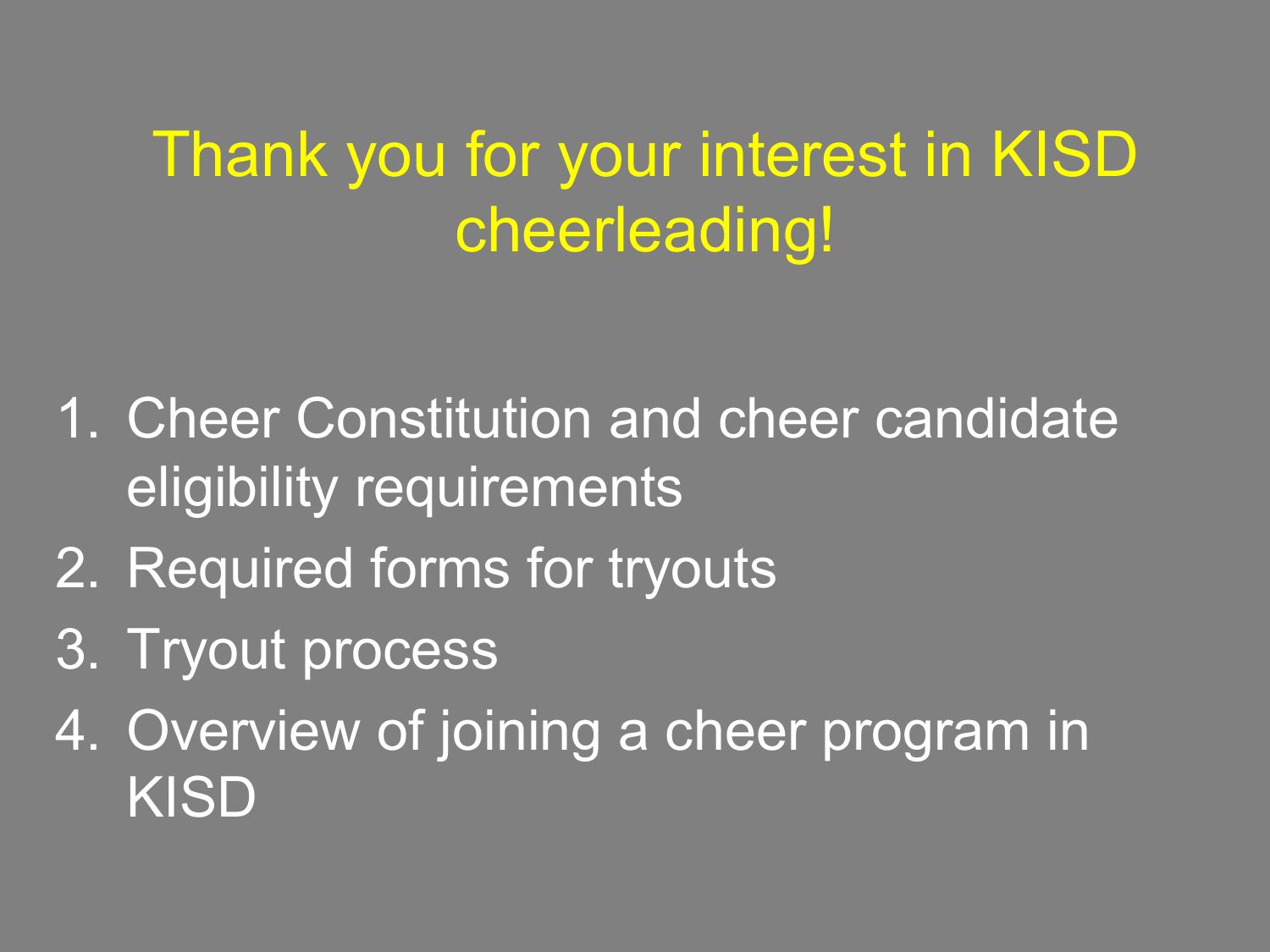# Thank you for your interest in KISD cheerleading!

1. Cheer Constitution and cheer candidate eligibility requirements
2. Required forms for tryouts
3. Tryout process
4. Overview of joining a cheer program in KISD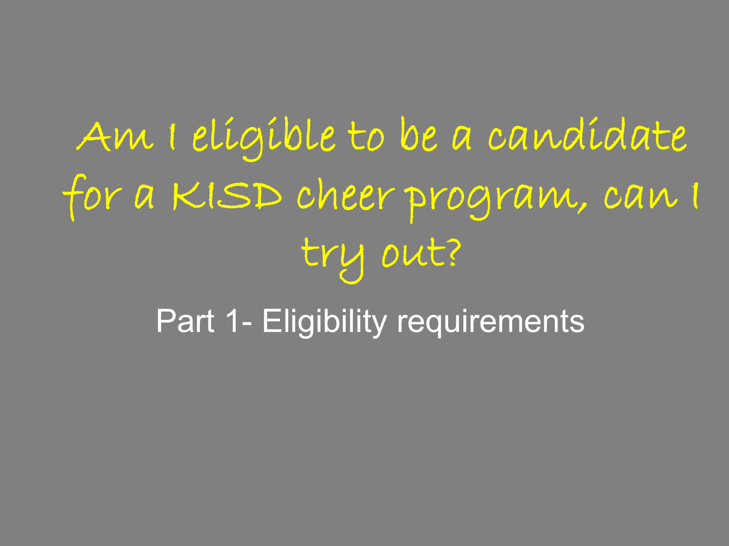# Am I eligible to be a candidate for a KISD cheer program, can I try out?

## Part 1- Eligibility requirements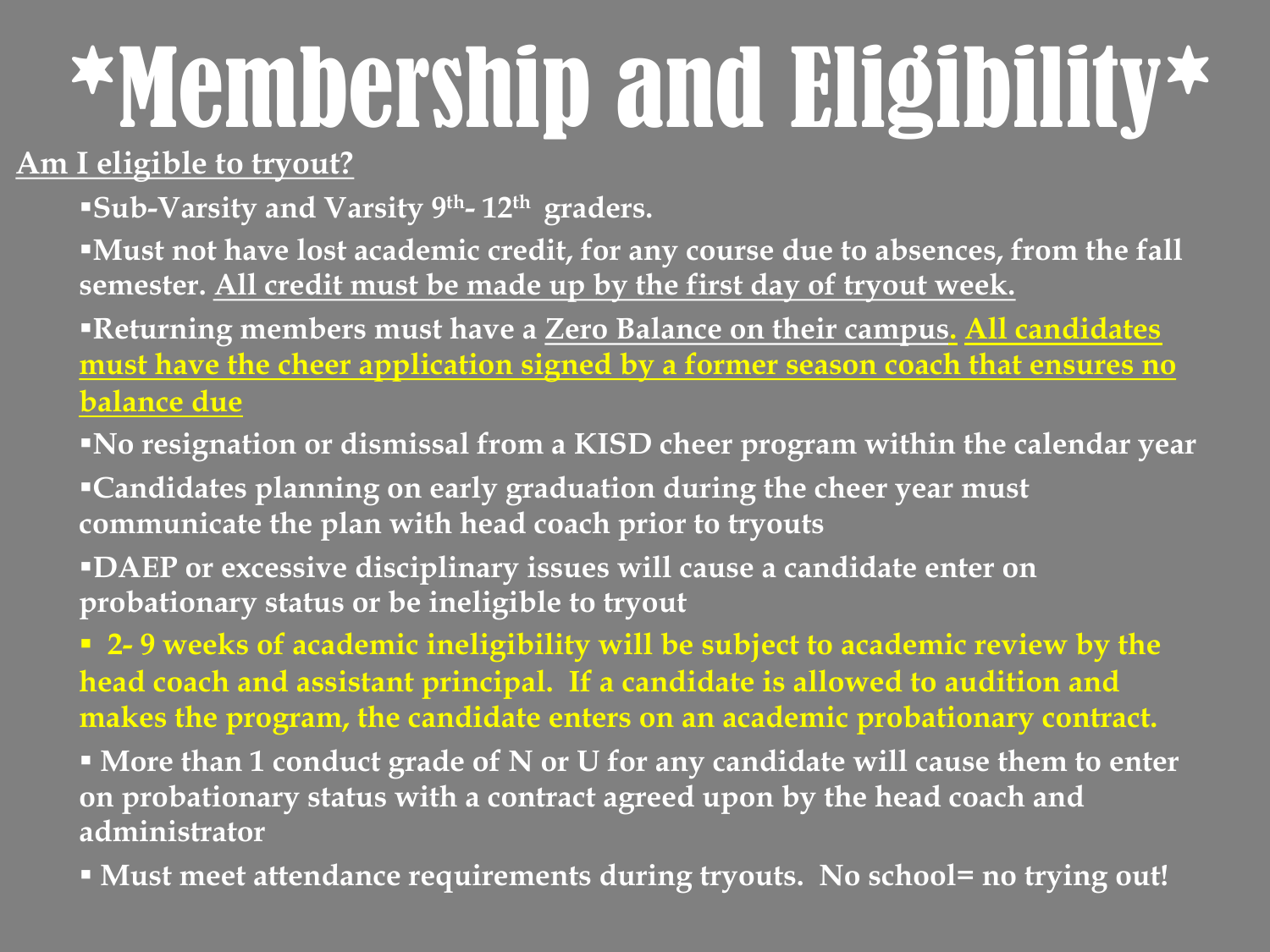# *Membership and Eligibility*

**Am I eligible to tryout?**

- **Sub-Varsity and Varsity 9th- 12th graders.**
- **Must not have lost academic credit, for any course due to absences, from the fall semester. All credit must be made up by the first day of tryout week.**
- **Returning members must have a Zero Balance on their campus. All candidates must have the cheer application signed by a former season coach that ensures no balance due**
- **No resignation or dismissal from a KISD cheer program within the calendar year**
- **Candidates planning on early graduation during the cheer year must communicate the plan with head coach prior to tryouts**
- **DAEP or excessive disciplinary issues will cause a candidate enter on probationary status or be ineligible to tryout**
- **2- 9 weeks of academic ineligibility will be subject to academic review by the head coach and assistant principal. If a candidate is allowed to audition and makes the program, the candidate enters on an academic probationary contract.**
- **More than 1 conduct grade of N or U for any candidate will cause them to enter on probationary status with a contract agreed upon by the head coach and administrator**
- **Must meet attendance requirements during tryouts. No school= no trying out!**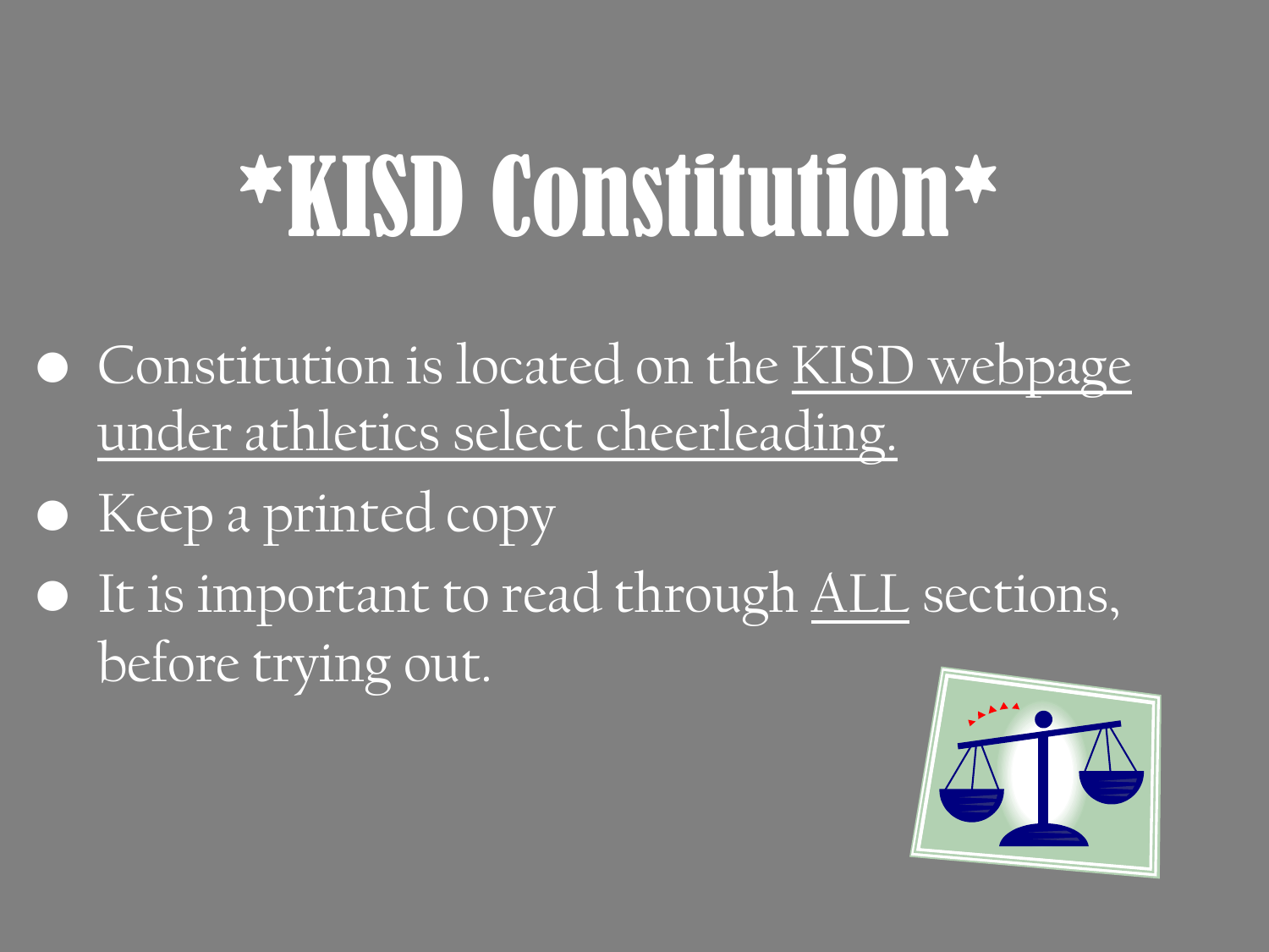# *KISD Constitution*

- Constitution is located on the <u>KISD webpage under athletics select cheerleading.</u>
- Keep a printed copy
- It is important to read through <u>ALL</u> sections, before trying out.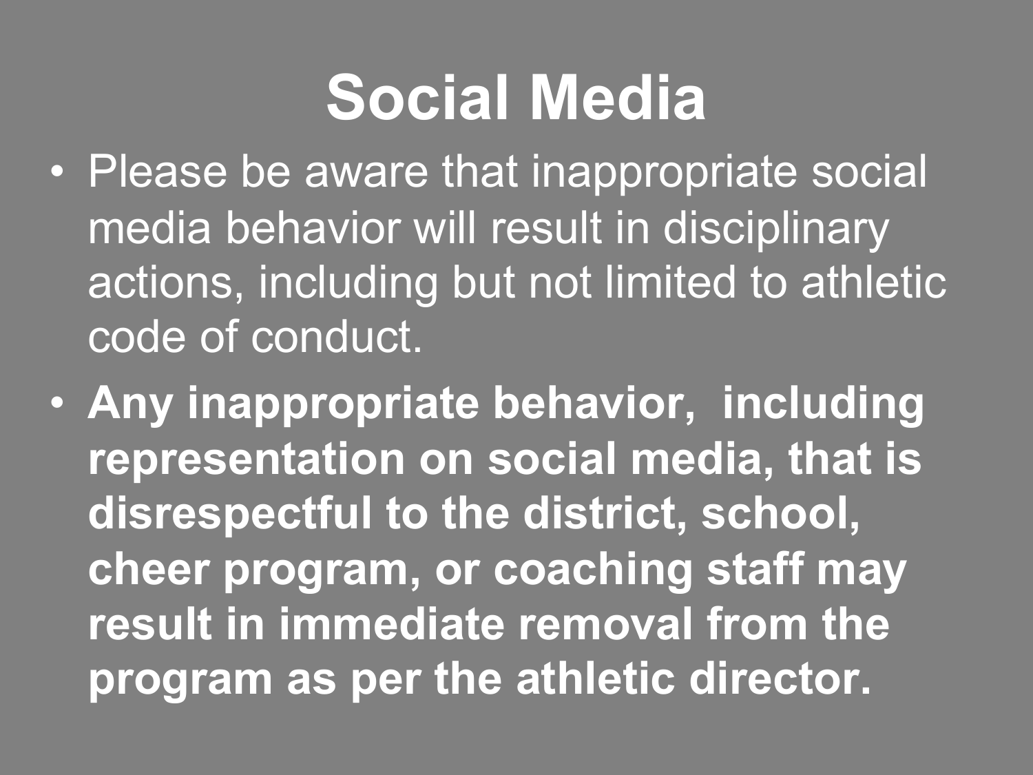# Social Media

- Please be aware that inappropriate social media behavior will result in disciplinary actions, including but not limited to athletic code of conduct.
- **Any inappropriate behavior, including representation on social media, that is disrespectful to the district, school, cheer program, or coaching staff may result in immediate removal from the program as per the athletic director.**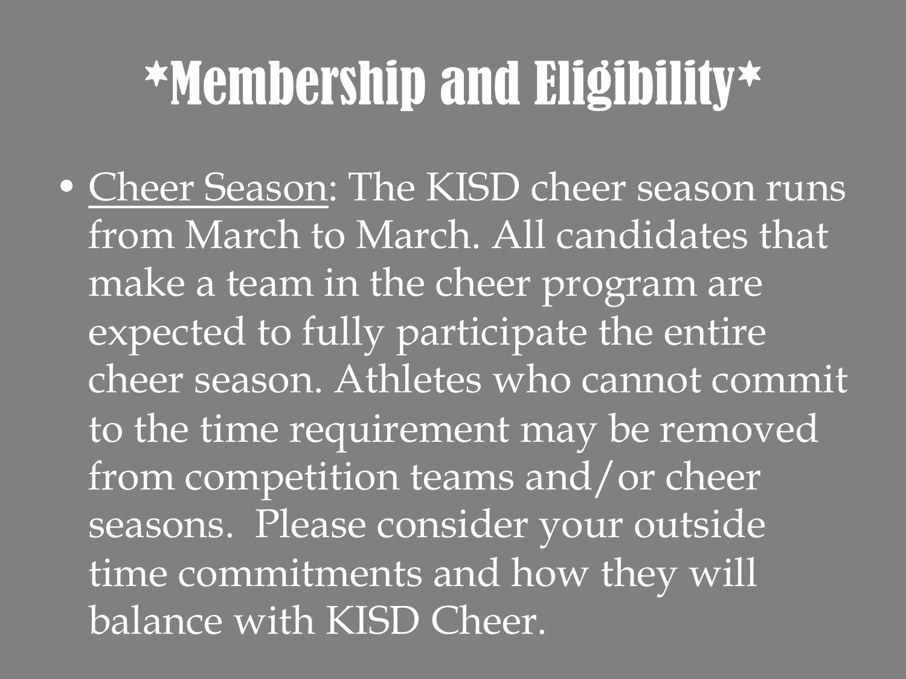# *Membership and Eligibility*

- Cheer Season: The KISD cheer season runs from March to March. All candidates that make a team in the cheer program are expected to fully participate the entire cheer season. Athletes who cannot commit to the time requirement may be removed from competition teams and/or cheer seasons.  Please consider your outside time commitments and how they will balance with KISD Cheer.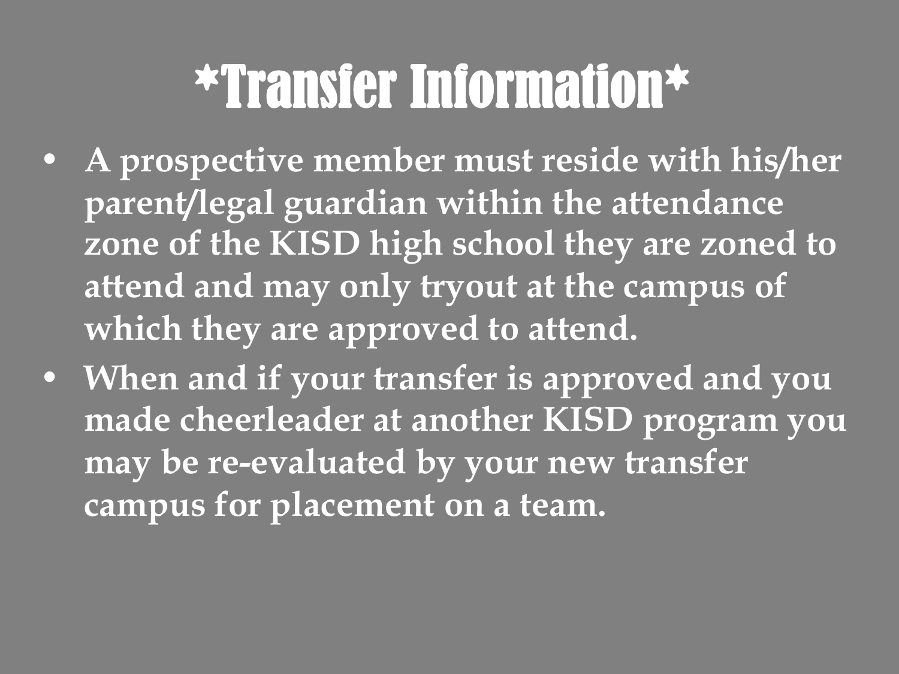# *Transfer Information*

- **A prospective member must reside with his/her parent/legal guardian within the attendance zone of the KISD high school they are zoned to attend and may only tryout at the campus of which they are approved to attend.**
- **When and if your transfer is approved and you made cheerleader at another KISD program you may be re-evaluated by your new transfer campus for placement on a team.**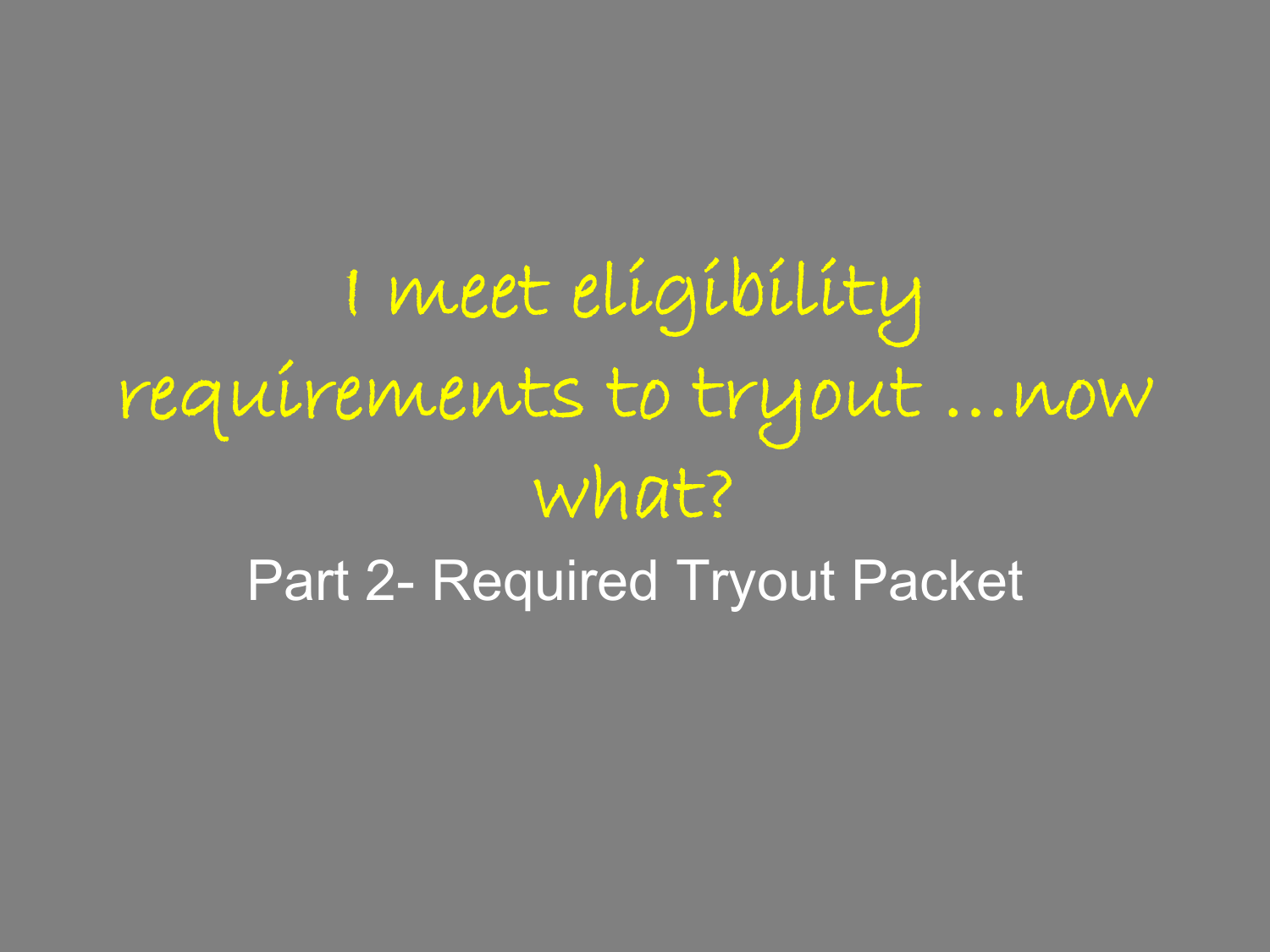# I meet eligibility requirements to tryout …now what?

Part 2- Required Tryout Packet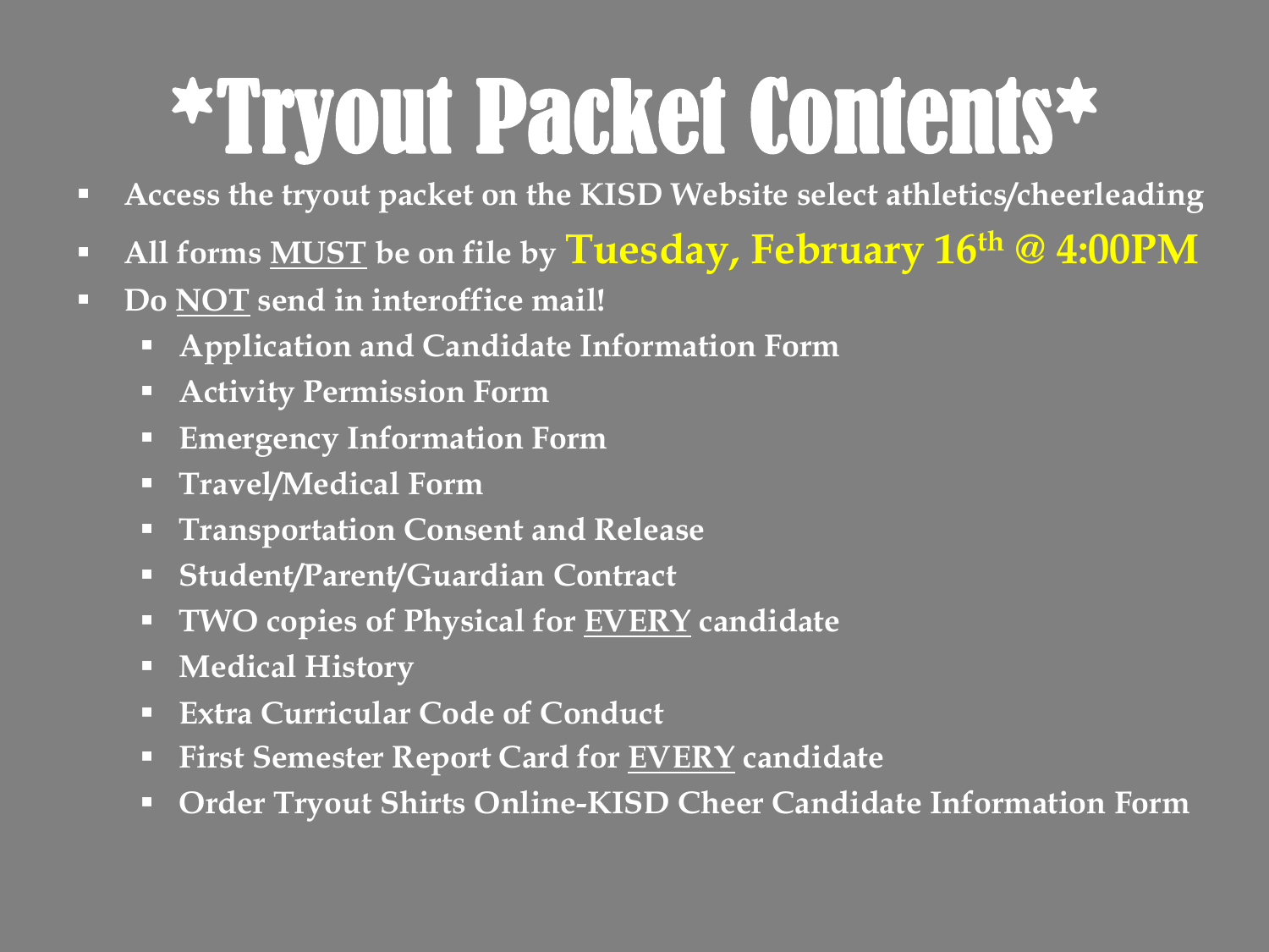# *Tryout Packet Contents*

- **Access the tryout packet on the KISD Website select athletics/cheerleading**
- **All forms MUST be on file by Tuesday, February 16th @ 4:00PM**
- **Do NOT send in interoffice mail!**
  - **Application and Candidate Information Form**
  - **Activity Permission Form**
  - **Emergency Information Form**
  - **Travel/Medical Form**
  - **Transportation Consent and Release**
  - **Student/Parent/Guardian Contract**
  - **TWO copies of Physical for EVERY candidate**
  - **Medical History**
  - **Extra Curricular Code of Conduct**
  - **First Semester Report Card for EVERY candidate**
  - **Order Tryout Shirts Online-KISD Cheer Candidate Information Form**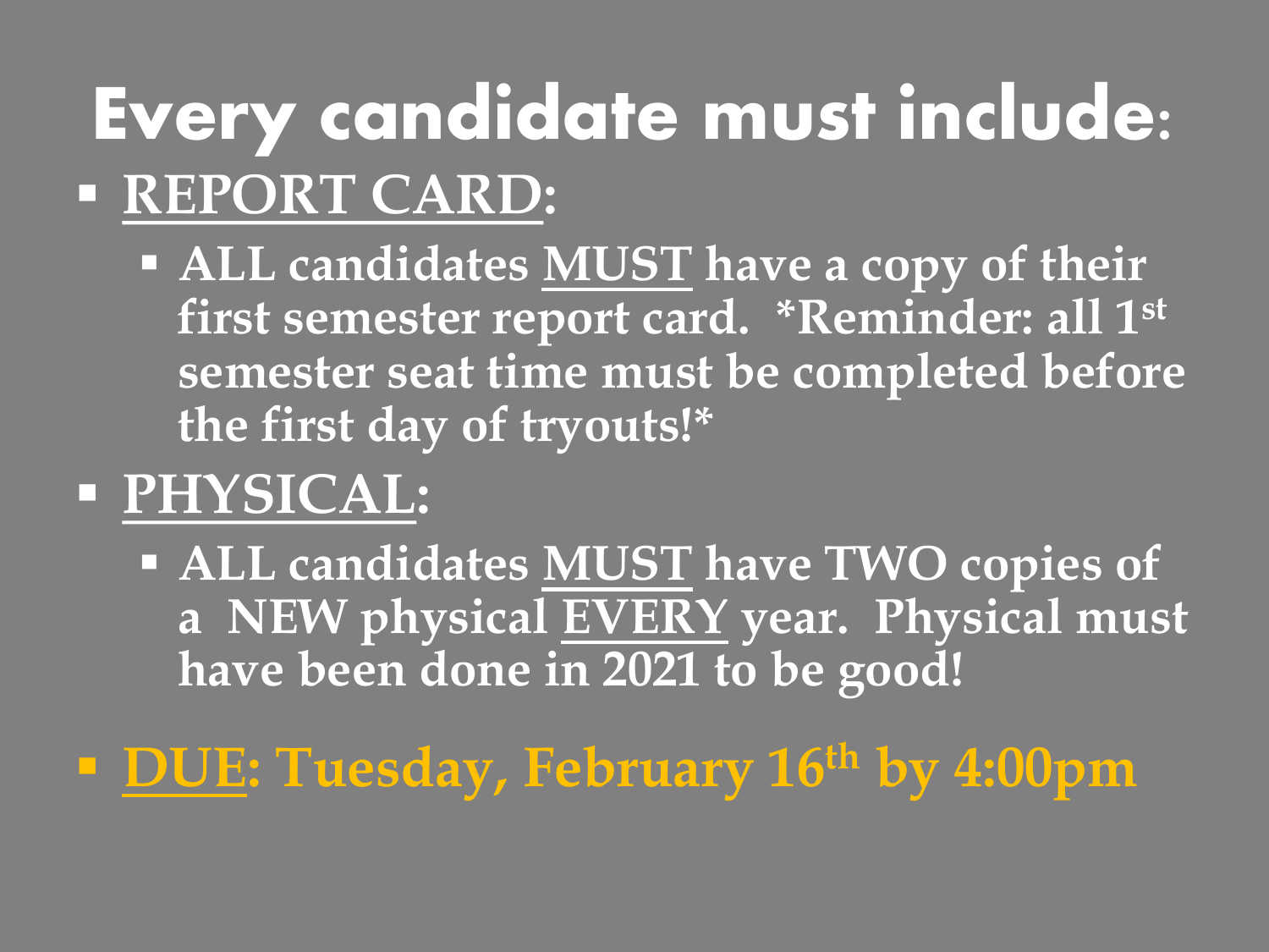# Every candidate must include:

- **REPORT CARD:**
  - **ALL candidates MUST have a copy of their first semester report card. *Reminder: all 1st semester seat time must be completed before the first day of tryouts!***
- **PHYSICAL:**
  - **ALL candidates MUST have TWO copies of a NEW physical EVERY year. Physical must have been done in 2021 to be good!**
- **DUE: Tuesday, February 16th by 4:00pm**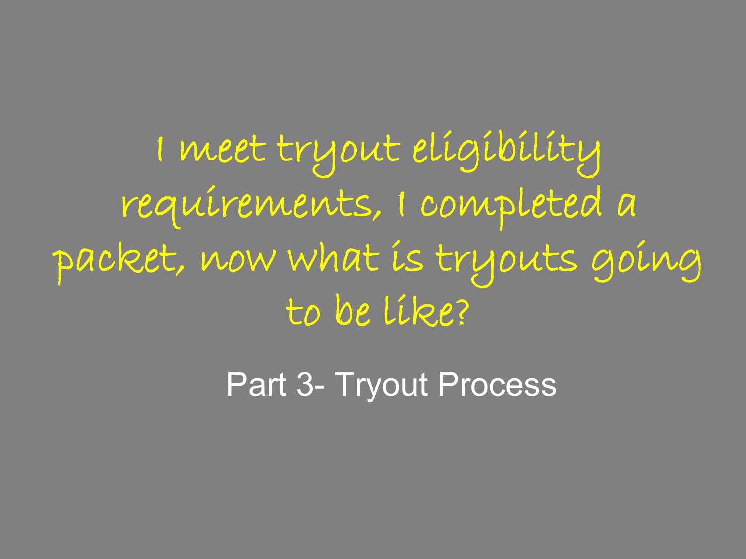# I meet tryout eligibility requirements, I completed a packet, now what is tryouts going to be like?

Part 3- Tryout Process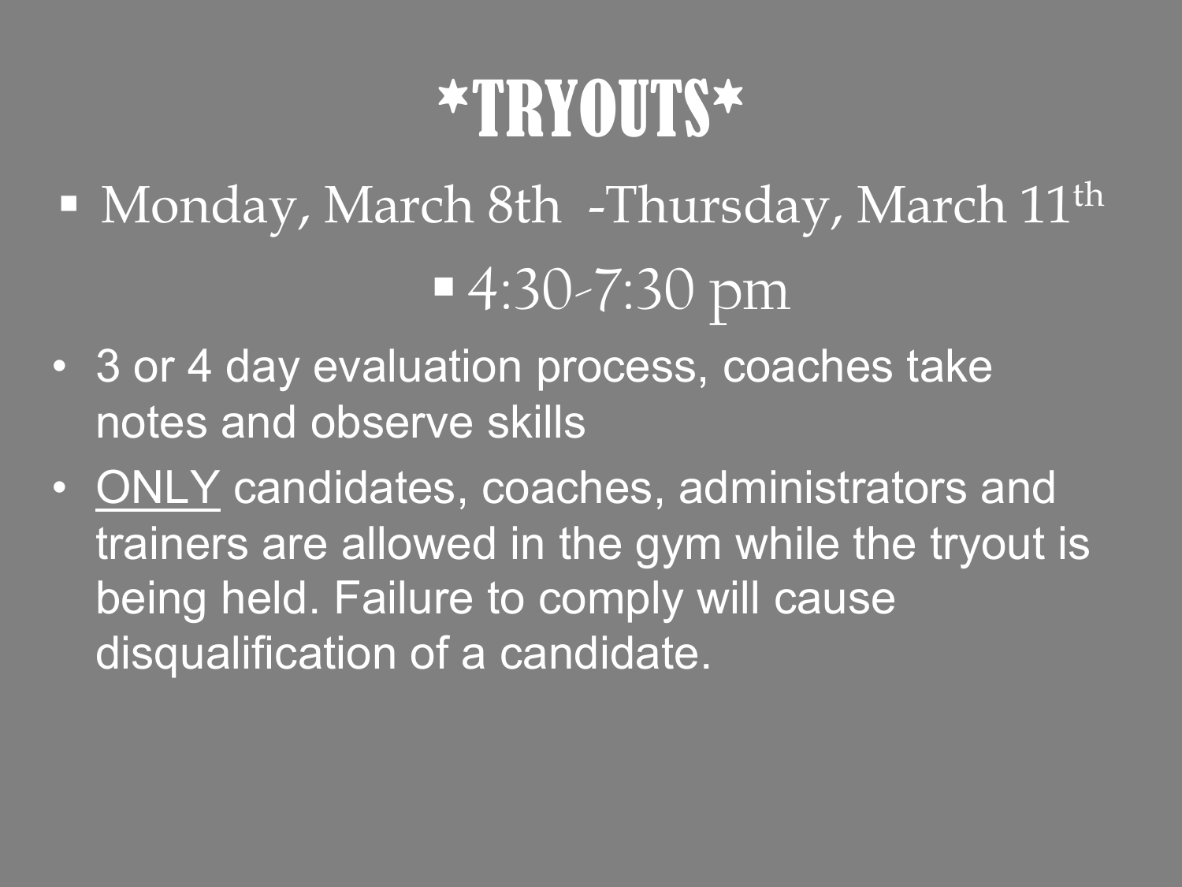# *TRYOUTS*

- Monday, March 8th -Thursday, March 11th
  - 4:30-7:30 pm

- 3 or 4 day evaluation process, coaches take notes and observe skills
- <u>ONLY</u> candidates, coaches, administrators and trainers are allowed in the gym while the tryout is being held. Failure to comply will cause disqualification of a candidate.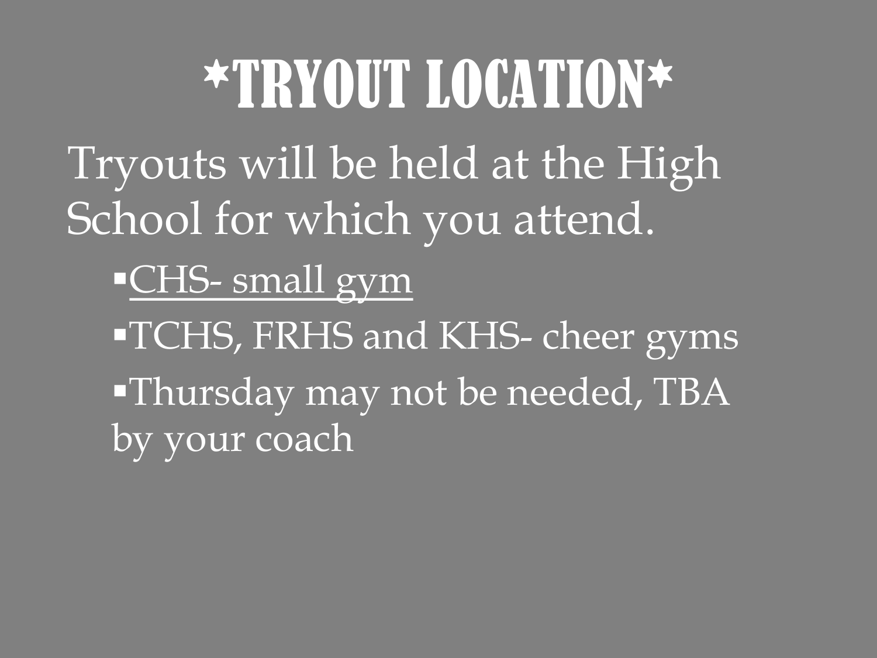# *TRYOUT LOCATION*

Tryouts will be held at the High School for which you attend.

- <u>CHS- small gym</u>
- TCHS, FRHS and KHS- cheer gyms
- Thursday may not be needed, TBA by your coach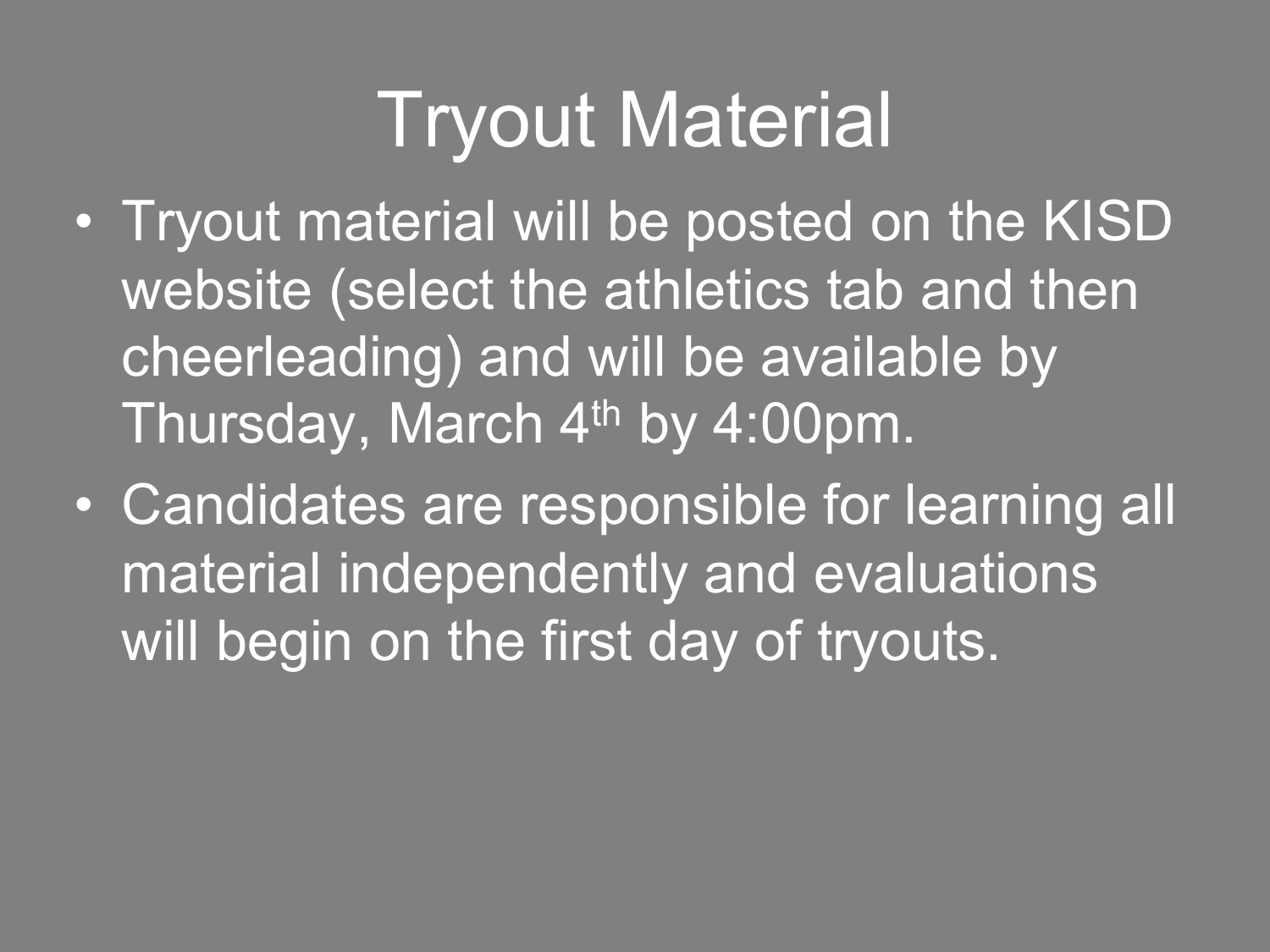# Tryout Material

- Tryout material will be posted on the KISD website (select the athletics tab and then cheerleading) and will be available by Thursday, March 4th by 4:00pm.
- Candidates are responsible for learning all material independently and evaluations will begin on the first day of tryouts.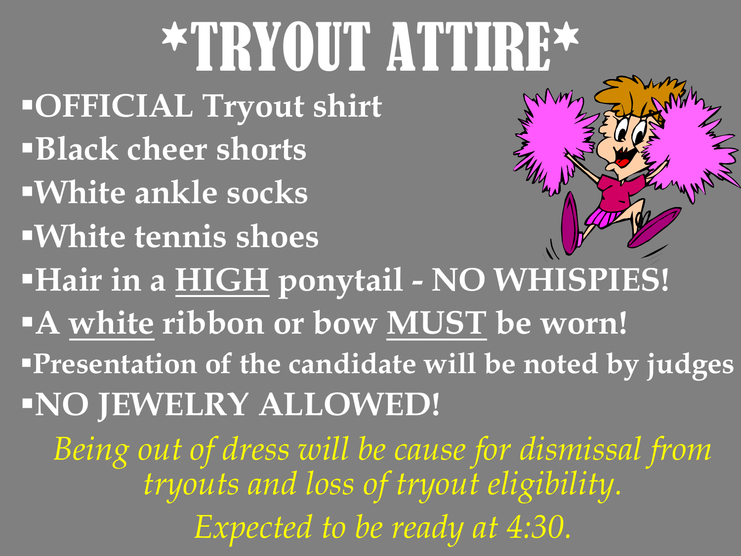# *TRYOUT ATTIRE*

- **OFFICIAL Tryout shirt**
- **Black cheer shorts**
- **White ankle socks**
- **White tennis shoes**
- **Hair in a <u>HIGH</u> ponytail - NO WHISPIES!**
- **A <u>white</u> ribbon or bow <u>MUST</u> be worn!**
- **Presentation of the candidate will be noted by judges**
- **NO JEWELRY ALLOWED!**

*Being out of dress will be cause for dismissal from tryouts and loss of tryout eligibility.*

*Expected to be ready at 4:30.*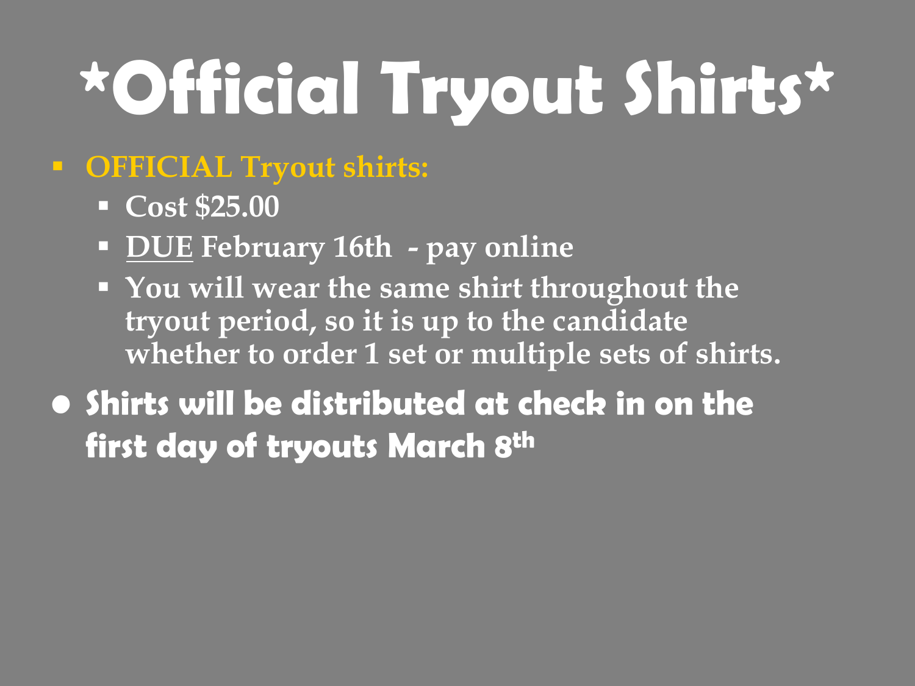# *Official Tryout Shirts*

- **OFFICIAL Tryout shirts:**
  - **Cost $25.00**
  - **<u>DUE</u> February 16th - pay online**
  - **You will wear the same shirt throughout the tryout period, so it is up to the candidate whether to order 1 set or multiple sets of shirts.**
- **Shirts will be distributed at check in on the first day of tryouts March 8th**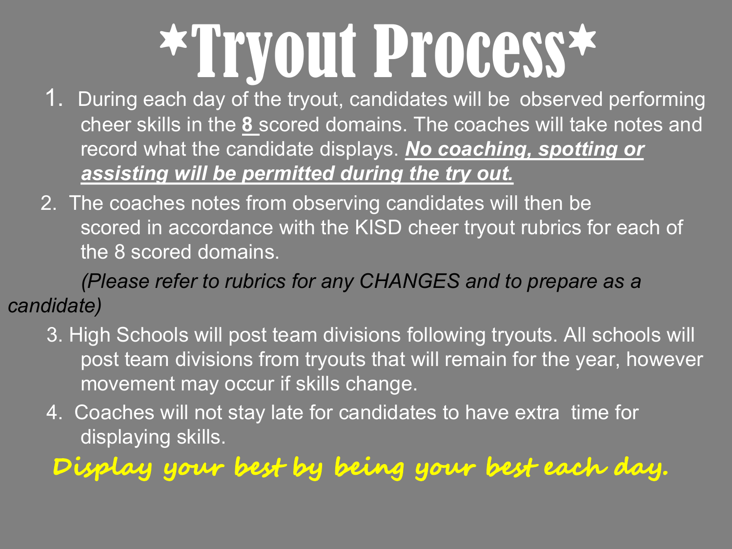# \*Tryout Process\*

1. During each day of the tryout, candidates will be observed performing cheer skills in the **8** scored domains. The coaches will take notes and record what the candidate displays. ***No coaching, spotting or assisting will be permitted during the try out.***

2. The coaches notes from observing candidates will then be scored in accordance with the KISD cheer tryout rubrics for each of the 8 scored domains.

   *(Please refer to rubrics for any CHANGES and to prepare as a candidate)*

3. High Schools will post team divisions following tryouts. All schools will post team divisions from tryouts that will remain for the year, however movement may occur if skills change.

4. Coaches will not stay late for candidates to have extra time for displaying skills.

**Display your best by being your best each day.**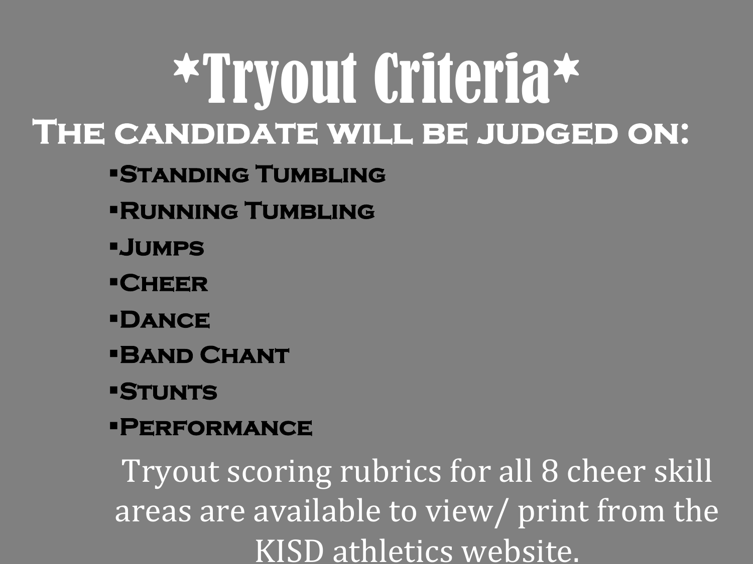# *Tryout Criteria*

## The candidate will be judged on:

- Standing Tumbling
- Running Tumbling
- Jumps
- Cheer
- Dance
- Band Chant
- Stunts
- Performance

Tryout scoring rubrics for all 8 cheer skill areas are available to view/ print from the KISD athletics website.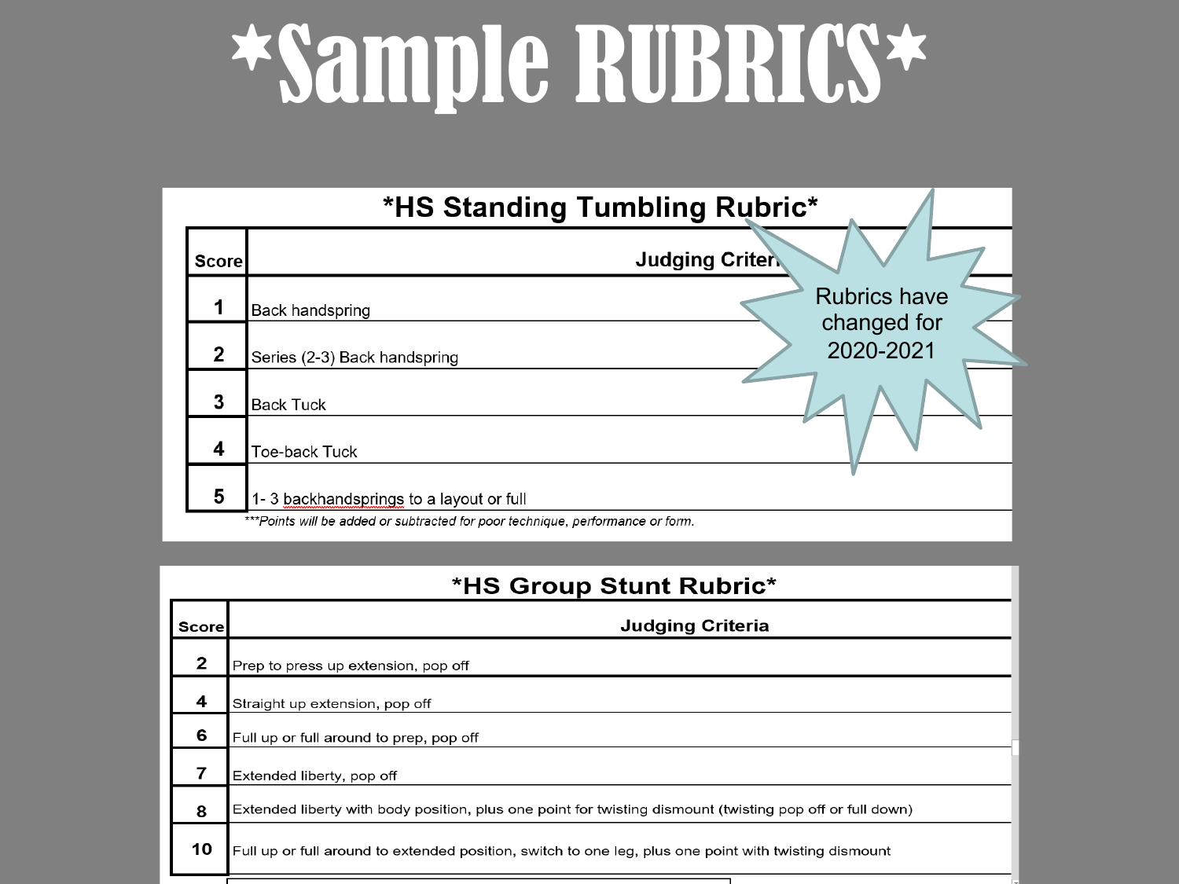# *Sample RUBRICS*

## *HS Standing Tumbling Rubric*

Rubrics have changed for 2020-2021

| Score | Judging Criteria |
|---|---|
| 1 | Back handspring |
| 2 | Series (2-3) Back handspring |
| 3 | Back Tuck |
| 4 | Toe-back Tuck |
| 5 | 1- 3 backhandsprings to a layout or full |

****Points will be added or subtracted for poor technique, performance or form.*

## *HS Group Stunt Rubric*

| Score | Judging Criteria |
|---|---|
| 2 | Prep to press up extension, pop off |
| 4 | Straight up extension, pop off |
| 6 | Full up or full around to prep, pop off |
| 7 | Extended liberty, pop off |
| 8 | Extended liberty with body position, plus one point for twisting dismount (twisting pop off or full down) |
| 10 | Full up or full around to extended position, switch to one leg, plus one point with twisting dismount |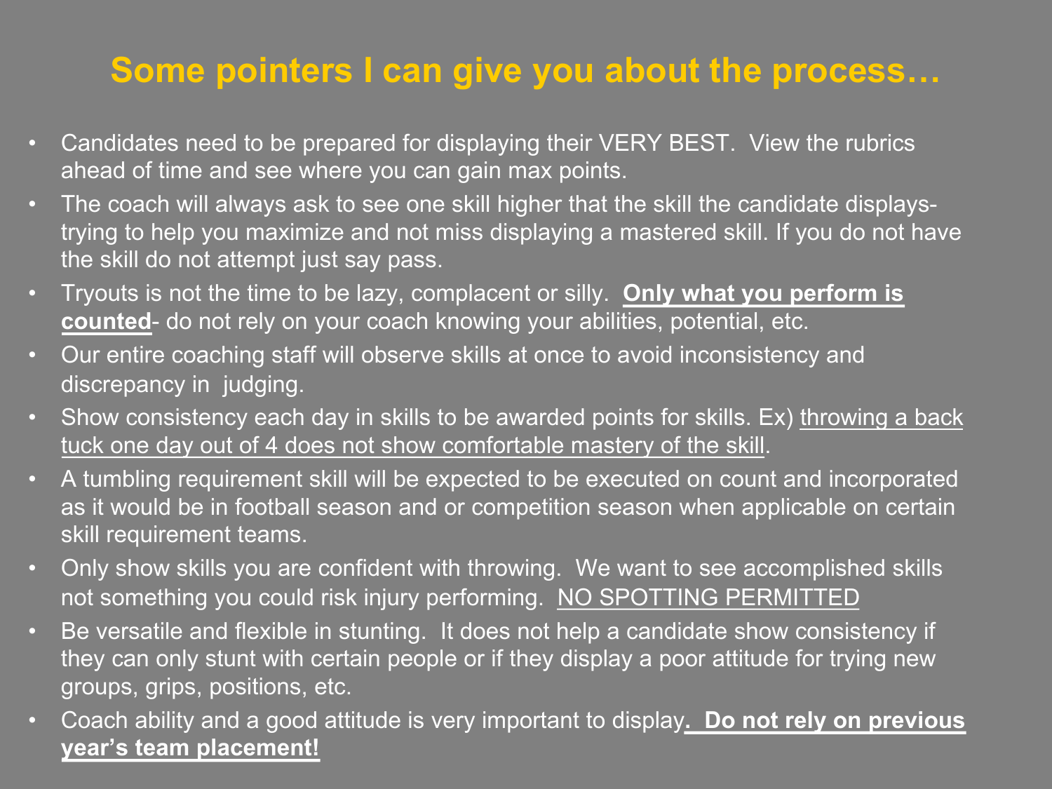# Some pointers I can give you about the process…

- Candidates need to be prepared for displaying their VERY BEST. View the rubrics ahead of time and see where you can gain max points.
- The coach will always ask to see one skill higher that the skill the candidate displays- trying to help you maximize and not miss displaying a mastered skill. If you do not have the skill do not attempt just say pass.
- Tryouts is not the time to be lazy, complacent or silly. <u>**Only what you perform is counted**</u>- do not rely on your coach knowing your abilities, potential, etc.
- Our entire coaching staff will observe skills at once to avoid inconsistency and discrepancy in judging.
- Show consistency each day in skills to be awarded points for skills. Ex) <u>throwing a back tuck one day out of 4 does not show comfortable mastery of the skill</u>.
- A tumbling requirement skill will be expected to be executed on count and incorporated as it would be in football season and or competition season when applicable on certain skill requirement teams.
- Only show skills you are confident with throwing. We want to see accomplished skills not something you could risk injury performing. <u>NO SPOTTING PERMITTED</u>
- Be versatile and flexible in stunting. It does not help a candidate show consistency if they can only stunt with certain people or if they display a poor attitude for trying new groups, grips, positions, etc.
- Coach ability and a good attitude is very important to display<u>**. Do not rely on previous year's team placement!**</u>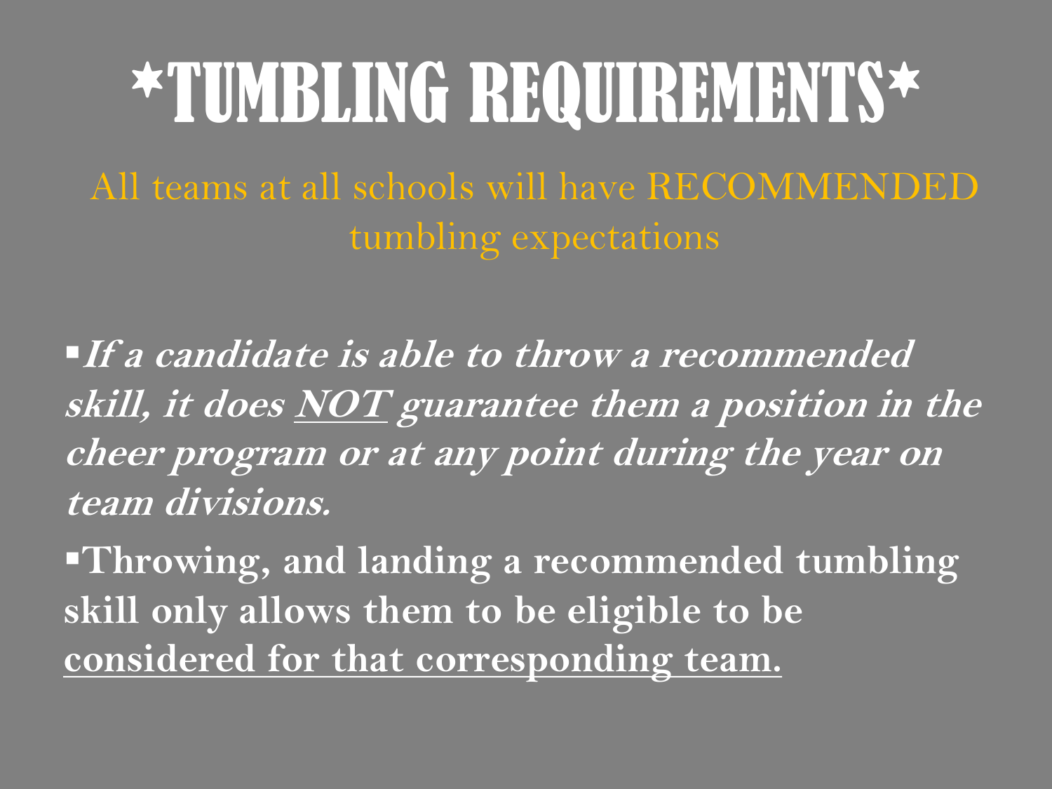# *TUMBLING REQUIREMENTS*

All teams at all schools will have RECOMMENDED tumbling expectations

- ***If a candidate is able to throw a recommended skill, it does NOT guarantee them a position in the cheer program or at any point during the year on team divisions.***
- **Throwing, and landing a recommended tumbling skill only allows them to be eligible to be considered for that corresponding team.**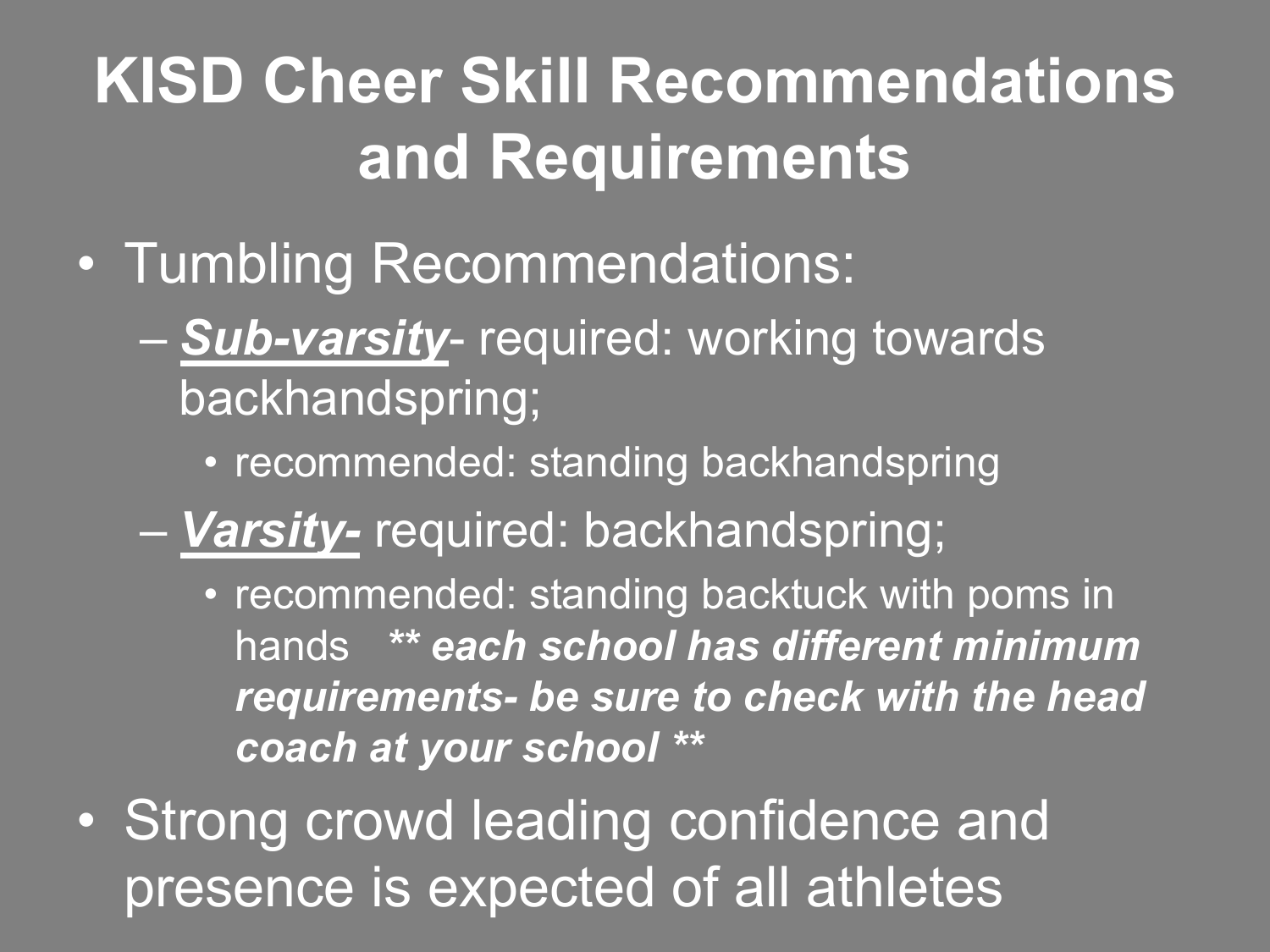# KISD Cheer Skill Recommendations and Requirements

- Tumbling Recommendations:
  - ***Sub-varsity***- required: working towards backhandspring;
    - recommended: standing backhandspring
  - ***Varsity-*** required: backhandspring;
    - recommended: standing backtuck with poms in hands ***\*\* each school has different minimum requirements- be sure to check with the head coach at your school \*\****
- Strong crowd leading confidence and presence is expected of all athletes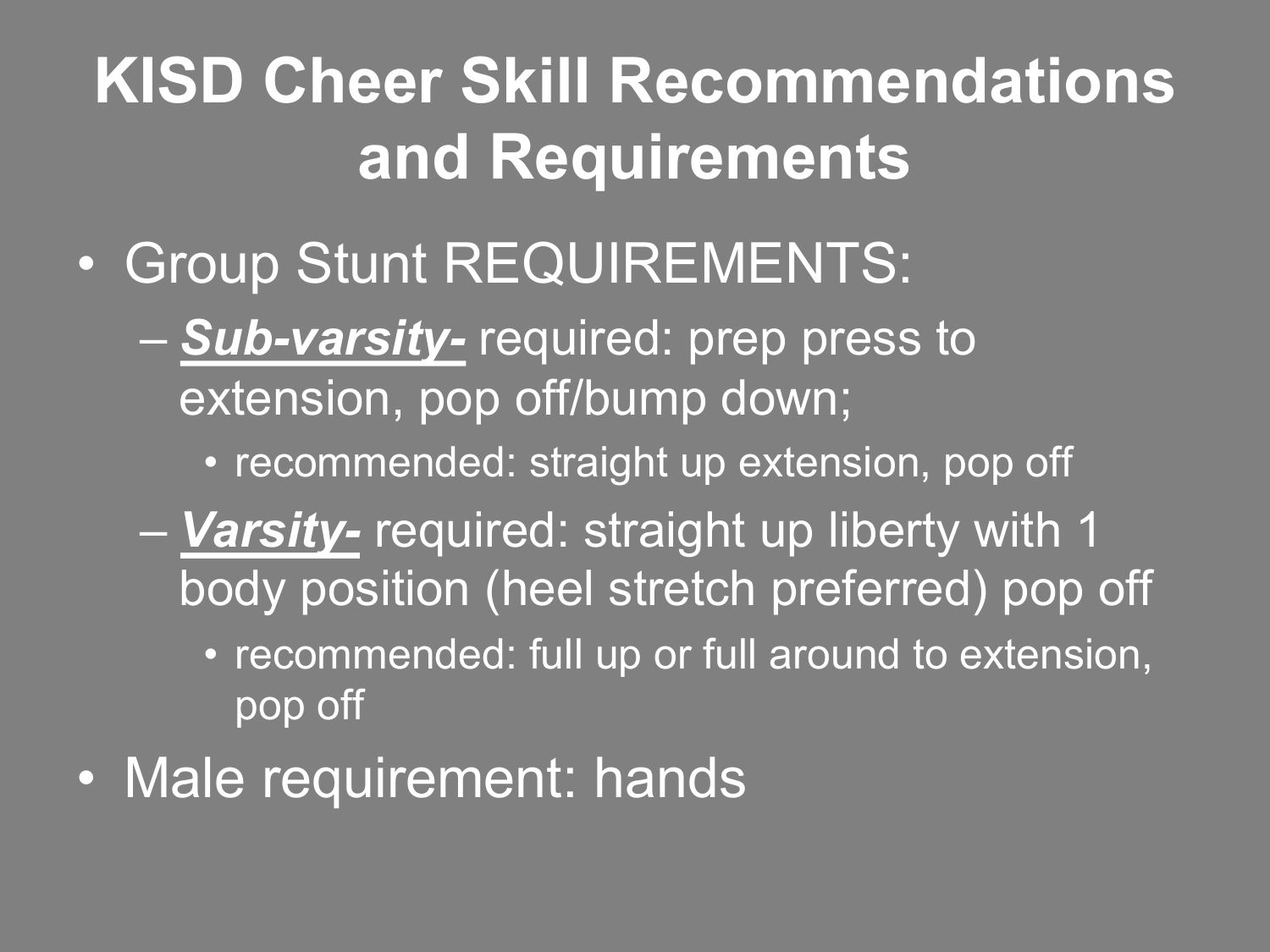# KISD Cheer Skill Recommendations and Requirements

- Group Stunt REQUIREMENTS:
  - ***Sub-varsity-*** required: prep press to extension, pop off/bump down;
    - recommended: straight up extension, pop off
  - ***Varsity-*** required: straight up liberty with 1 body position (heel stretch preferred) pop off
    - recommended: full up or full around to extension, pop off
- Male requirement: hands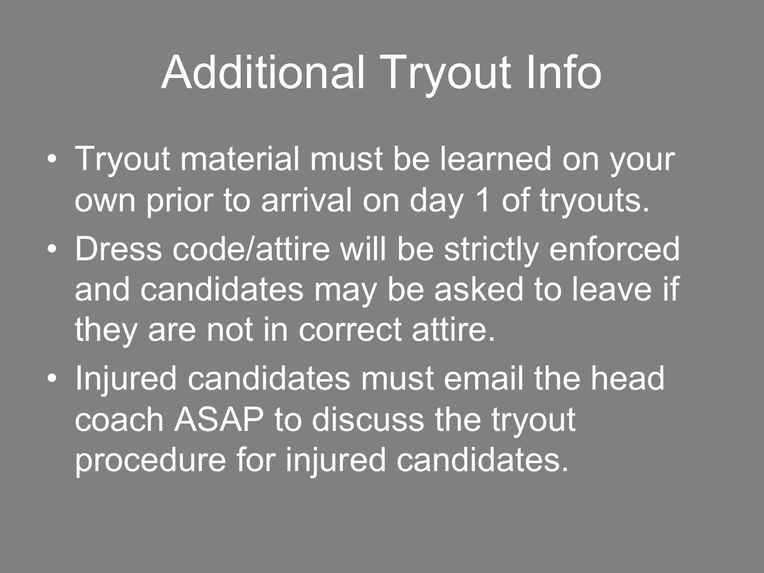# Additional Tryout Info

- Tryout material must be learned on your own prior to arrival on day 1 of tryouts.
- Dress code/attire will be strictly enforced and candidates may be asked to leave if they are not in correct attire.
- Injured candidates must email the head coach ASAP to discuss the tryout procedure for injured candidates.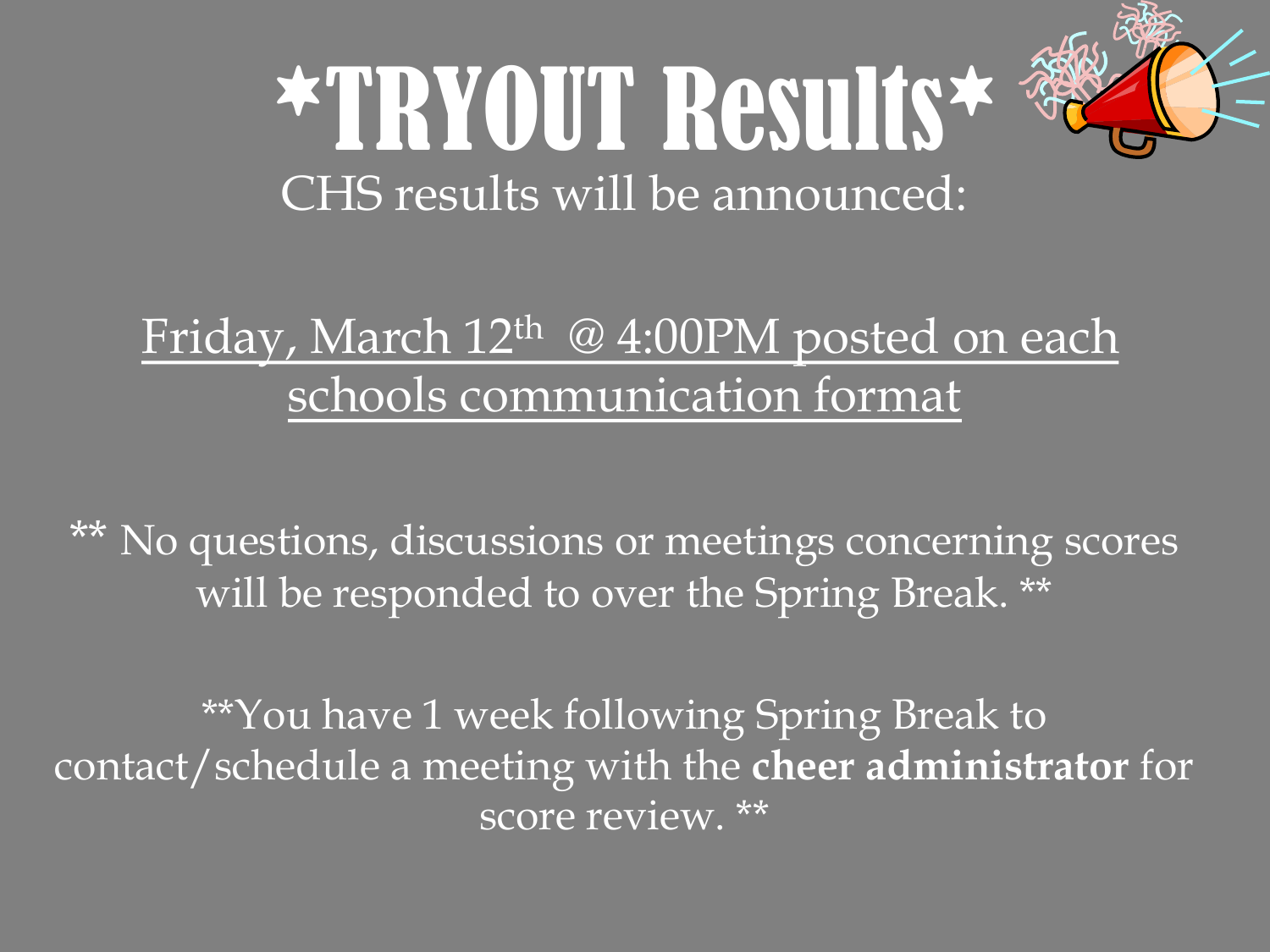# *TRYOUT Results*

CHS results will be announced:

<u>Friday, March 12th @ 4:00PM posted on each schools communication format</u>

** No questions, discussions or meetings concerning scores will be responded to over the Spring Break. **

**You have 1 week following Spring Break to contact/schedule a meeting with the **cheer administrator** for score review. **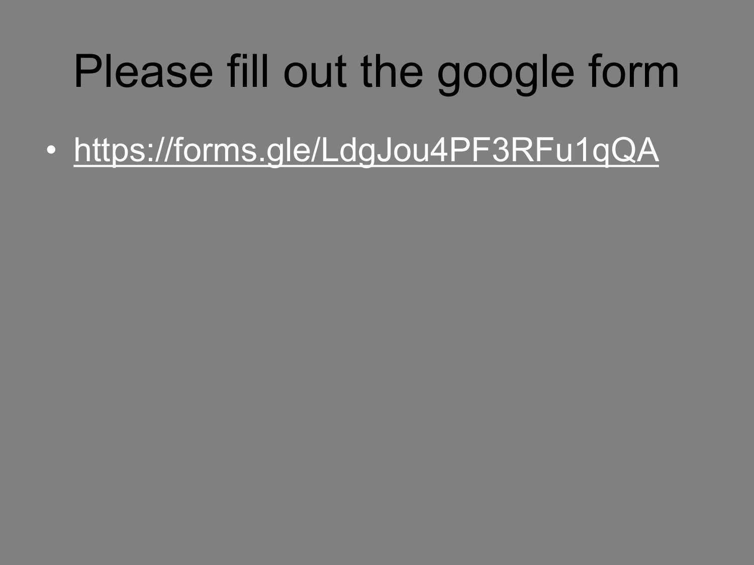# Please fill out the google form

- https://forms.gle/LdgJou4PF3RFu1qQA